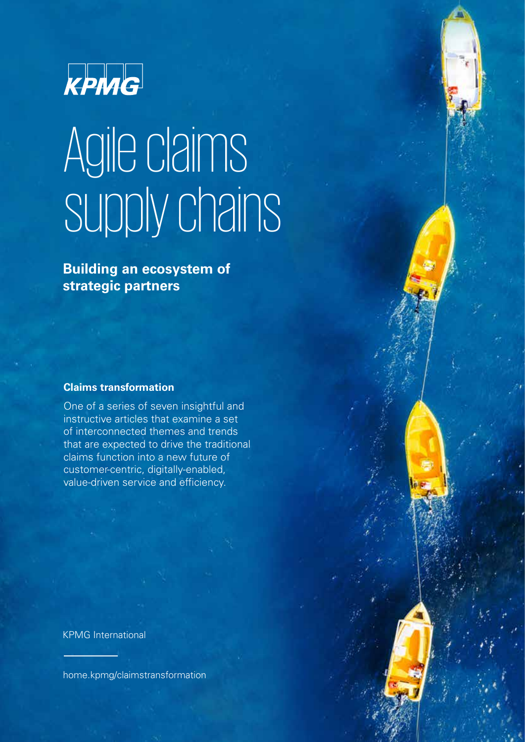KPMG

# Agile claims supply chains

## Building an ecosystem of strategic partners

**Claims transformation**

One of a series of seven insightful and instructive articles that examine a set of interconnected themes and trends that are expected to drive the traditional claims function into a new future of customer-centric, digitally-enabled, value-driven service and efficiency.

KPMG International

home.kpmg/claimstransformation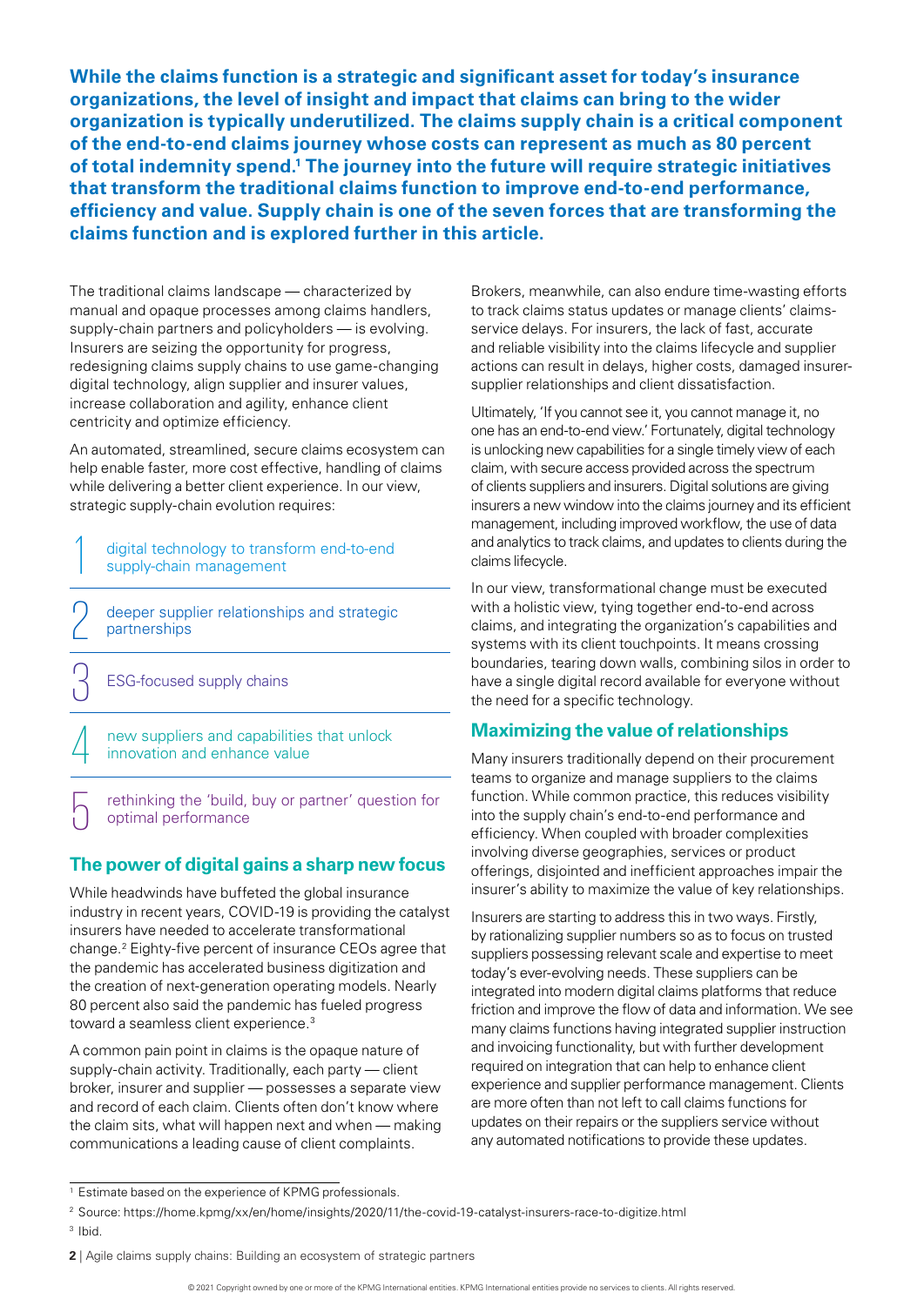**While the claims function is a strategic and significant asset for today's insurance organizations, the level of insight and impact that claims can bring to the wider organization is typically underutilized. The claims supply chain is a critical component of the end-to-end claims journey whose costs can represent as much as 80 percent of total indemnity spend.[1] The journey into the future will require strategic initiatives that transform the traditional claims function to improve end-to-end performance, efficiency and value. Supply chain is one of the seven forces that are transforming the claims function and is explored further in this article.**

The traditional claims landscape — characterized by manual and opaque processes among claims handlers, supply-chain partners and policyholders — is evolving. Insurers are seizing the opportunity for progress, redesigning claims supply chains to use game-changing digital technology, align supplier and insurer values, increase collaboration and agility, enhance client centricity and optimize efficiency.

An automated, streamlined, secure claims ecosystem can help enable faster, more cost effective, handling of claims while delivering a better client experience. In our view, strategic supply-chain evolution requires:

1. digital technology to transform end-to-end supply-chain management
2. deeper supplier relationships and strategic partnerships
3. ESG-focused supply chains
4. new suppliers and capabilities that unlock innovation and enhance value
5. rethinking the 'build, buy or partner' question for optimal performance

## The power of digital gains a sharp new focus

While headwinds have buffeted the global insurance industry in recent years, COVID-19 is providing the catalyst insurers have needed to accelerate transformational change.[2] Eighty-five percent of insurance CEOs agree that the pandemic has accelerated business digitization and the creation of next-generation operating models. Nearly 80 percent also said the pandemic has fueled progress toward a seamless client experience.[3]

A common pain point in claims is the opaque nature of supply-chain activity. Traditionally, each party — client broker, insurer and supplier — possesses a separate view and record of each claim. Clients often don't know where the claim sits, what will happen next and when — making communications a leading cause of client complaints.

Brokers, meanwhile, can also endure time-wasting efforts to track claims status updates or manage clients' claims-service delays. For insurers, the lack of fast, accurate and reliable visibility into the claims lifecycle and supplier actions can result in delays, higher costs, damaged insurer-supplier relationships and client dissatisfaction.

Ultimately, 'If you cannot see it, you cannot manage it, no one has an end-to-end view.' Fortunately, digital technology is unlocking new capabilities for a single timely view of each claim, with secure access provided across the spectrum of clients suppliers and insurers. Digital solutions are giving insurers a new window into the claims journey and its efficient management, including improved workflow, the use of data and analytics to track claims, and updates to clients during the claims lifecycle.

In our view, transformational change must be executed with a holistic view, tying together end-to-end across claims, and integrating the organization's capabilities and systems with its client touchpoints. It means crossing boundaries, tearing down walls, combining silos in order to have a single digital record available for everyone without the need for a specific technology.

## Maximizing the value of relationships

Many insurers traditionally depend on their procurement teams to organize and manage suppliers to the claims function. While common practice, this reduces visibility into the supply chain's end-to-end performance and efficiency. When coupled with broader complexities involving diverse geographies, services or product offerings, disjointed and inefficient approaches impair the insurer's ability to maximize the value of key relationships.

Insurers are starting to address this in two ways. Firstly, by rationalizing supplier numbers so as to focus on trusted suppliers possessing relevant scale and expertise to meet today's ever-evolving needs. These suppliers can be integrated into modern digital claims platforms that reduce friction and improve the flow of data and information. We see many claims functions having integrated supplier instruction and invoicing functionality, but with further development required on integration that can help to enhance client experience and supplier performance management. Clients are more often than not left to call claims functions for updates on their repairs or the suppliers service without any automated notifications to provide these updates.

---

[1] Estimate based on the experience of KPMG professionals.

[2] Source: https://home.kpmg/xx/en/home/insights/2020/11/the-covid-19-catalyst-insurers-race-to-digitize.html

[3] Ibid.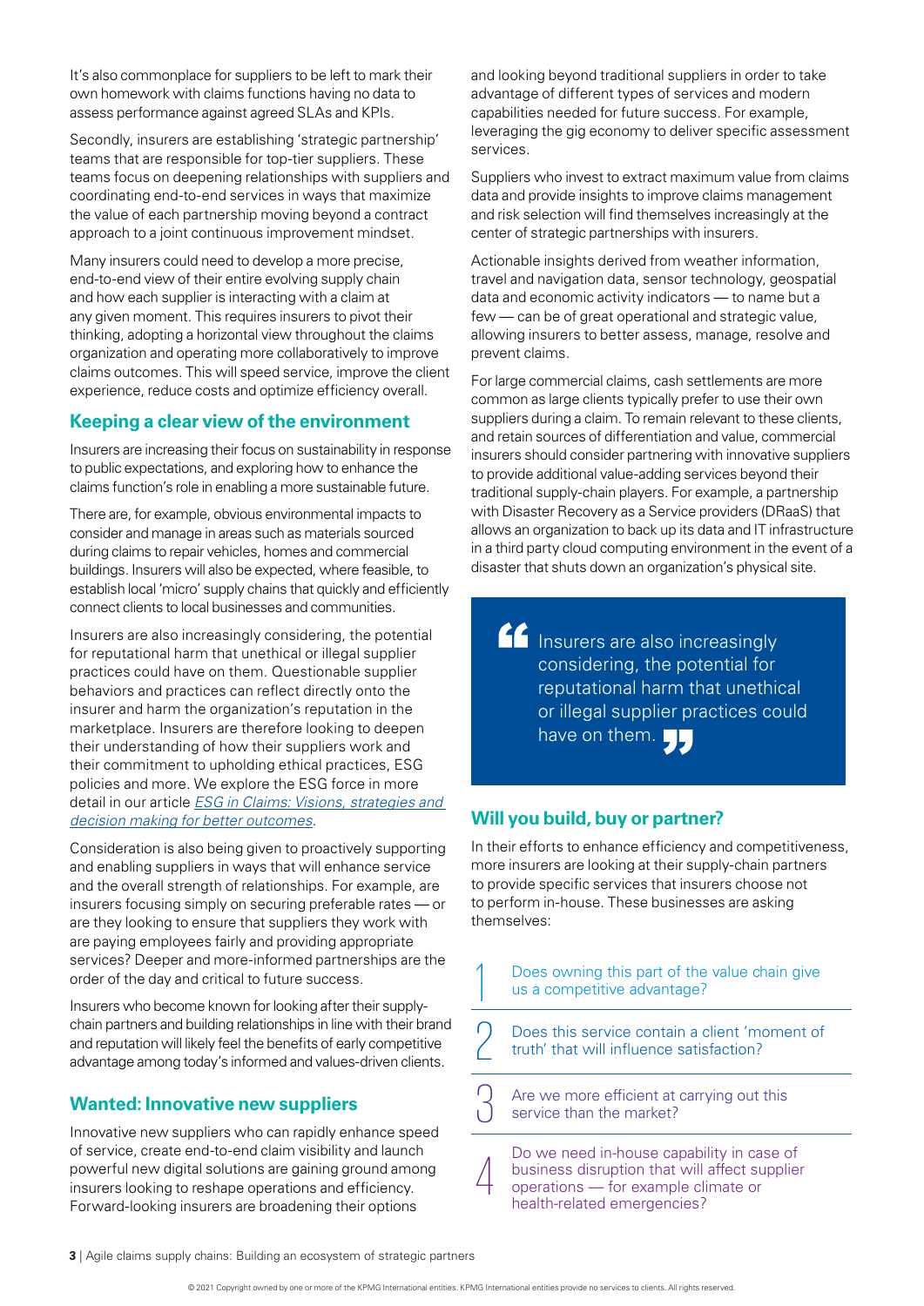It's also commonplace for suppliers to be left to mark their own homework with claims functions having no data to assess performance against agreed SLAs and KPIs.

Secondly, insurers are establishing 'strategic partnership' teams that are responsible for top-tier suppliers. These teams focus on deepening relationships with suppliers and coordinating end-to-end services in ways that maximize the value of each partnership moving beyond a contract approach to a joint continuous improvement mindset.

Many insurers could need to develop a more precise, end-to-end view of their entire evolving supply chain and how each supplier is interacting with a claim at any given moment. This requires insurers to pivot their thinking, adopting a horizontal view throughout the claims organization and operating more collaboratively to improve claims outcomes. This will speed service, improve the client experience, reduce costs and optimize efficiency overall.

## Keeping a clear view of the environment

Insurers are increasing their focus on sustainability in response to public expectations, and exploring how to enhance the claims function's role in enabling a more sustainable future.

There are, for example, obvious environmental impacts to consider and manage in areas such as materials sourced during claims to repair vehicles, homes and commercial buildings. Insurers will also be expected, where feasible, to establish local 'micro' supply chains that quickly and efficiently connect clients to local businesses and communities.

Insurers are also increasingly considering, the potential for reputational harm that unethical or illegal supplier practices could have on them. Questionable supplier behaviors and practices can reflect directly onto the insurer and harm the organization's reputation in the marketplace. Insurers are therefore looking to deepen their understanding of how their suppliers work and their commitment to upholding ethical practices, ESG policies and more. We explore the ESG force in more detail in our article *ESG in Claims: Visions, strategies and decision making for better outcomes*.

Consideration is also being given to proactively supporting and enabling suppliers in ways that will enhance service and the overall strength of relationships. For example, are insurers focusing simply on securing preferable rates — or are they looking to ensure that suppliers they work with are paying employees fairly and providing appropriate services? Deeper and more-informed partnerships are the order of the day and critical to future success.

Insurers who become known for looking after their supply-chain partners and building relationships in line with their brand and reputation will likely feel the benefits of early competitive advantage among today's informed and values-driven clients.

## Wanted: Innovative new suppliers

Innovative new suppliers who can rapidly enhance speed of service, create end-to-end claim visibility and launch powerful new digital solutions are gaining ground among insurers looking to reshape operations and efficiency. Forward-looking insurers are broadening their options and looking beyond traditional suppliers in order to take advantage of different types of services and modern capabilities needed for future success. For example, leveraging the gig economy to deliver specific assessment services.

Suppliers who invest to extract maximum value from claims data and provide insights to improve claims management and risk selection will find themselves increasingly at the center of strategic partnerships with insurers.

Actionable insights derived from weather information, travel and navigation data, sensor technology, geospatial data and economic activity indicators — to name but a few — can be of great operational and strategic value, allowing insurers to better assess, manage, resolve and prevent claims.

For large commercial claims, cash settlements are more common as large clients typically prefer to use their own suppliers during a claim. To remain relevant to these clients, and retain sources of differentiation and value, commercial insurers should consider partnering with innovative suppliers to provide additional value-adding services beyond their traditional supply-chain players. For example, a partnership with Disaster Recovery as a Service providers (DRaaS) that allows an organization to back up its data and IT infrastructure in a third party cloud computing environment in the event of a disaster that shuts down an organization's physical site.

> "Insurers are also increasingly considering, the potential for reputational harm that unethical or illegal supplier practices could have on them."

## Will you build, buy or partner?

In their efforts to enhance efficiency and competitiveness, more insurers are looking at their supply-chain partners to provide specific services that insurers choose not to perform in-house. These businesses are asking themselves:

1. Does owning this part of the value chain give us a competitive advantage?
2. Does this service contain a client 'moment of truth' that will influence satisfaction?
3. Are we more efficient at carrying out this service than the market?
4. Do we need in-house capability in case of business disruption that will affect supplier operations — for example climate or health-related emergencies?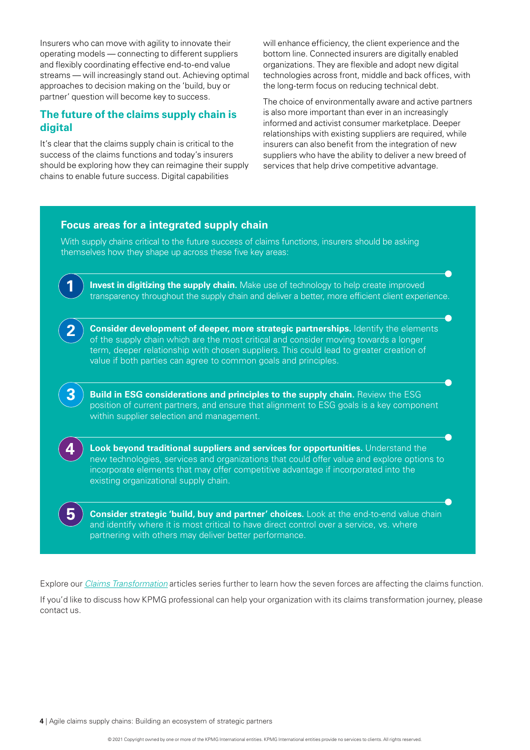Insurers who can move with agility to innovate their operating models — connecting to different suppliers and flexibly coordinating effective end-to-end value streams — will increasingly stand out. Achieving optimal approaches to decision making on the 'build, buy or partner' question will become key to success.

## The future of the claims supply chain is digital

It's clear that the claims supply chain is critical to the success of the claims functions and today's insurers should be exploring how they can reimagine their supply chains to enable future success. Digital capabilities will enhance efficiency, the client experience and the bottom line. Connected insurers are digitally enabled organizations. They are flexible and adopt new digital technologies across front, middle and back offices, with the long-term focus on reducing technical debt.

The choice of environmentally aware and active partners is also more important than ever in an increasingly informed and activist consumer marketplace. Deeper relationships with existing suppliers are required, while insurers can also benefit from the integration of new suppliers who have the ability to deliver a new breed of services that help drive competitive advantage.

### Focus areas for a integrated supply chain

With supply chains critical to the future success of claims functions, insurers should be asking themselves how they shape up across these five key areas:

1. **Invest in digitizing the supply chain.** Make use of technology to help create improved transparency throughout the supply chain and deliver a better, more efficient client experience.

2. **Consider development of deeper, more strategic partnerships.** Identify the elements of the supply chain which are the most critical and consider moving towards a longer term, deeper relationship with chosen suppliers. This could lead to greater creation of value if both parties can agree to common goals and principles.

3. **Build in ESG considerations and principles to the supply chain.** Review the ESG position of current partners, and ensure that alignment to ESG goals is a key component within supplier selection and management.

4. **Look beyond traditional suppliers and services for opportunities.** Understand the new technologies, services and organizations that could offer value and explore options to incorporate elements that may offer competitive advantage if incorporated into the existing organizational supply chain.

5. **Consider strategic 'build, buy and partner' choices.** Look at the end-to-end value chain and identify where it is most critical to have direct control over a service, vs. where partnering with others may deliver better performance.

Explore our *Claims Transformation* articles series further to learn how the seven forces are affecting the claims function.

If you'd like to discuss how KPMG professional can help your organization with its claims transformation journey, please contact us.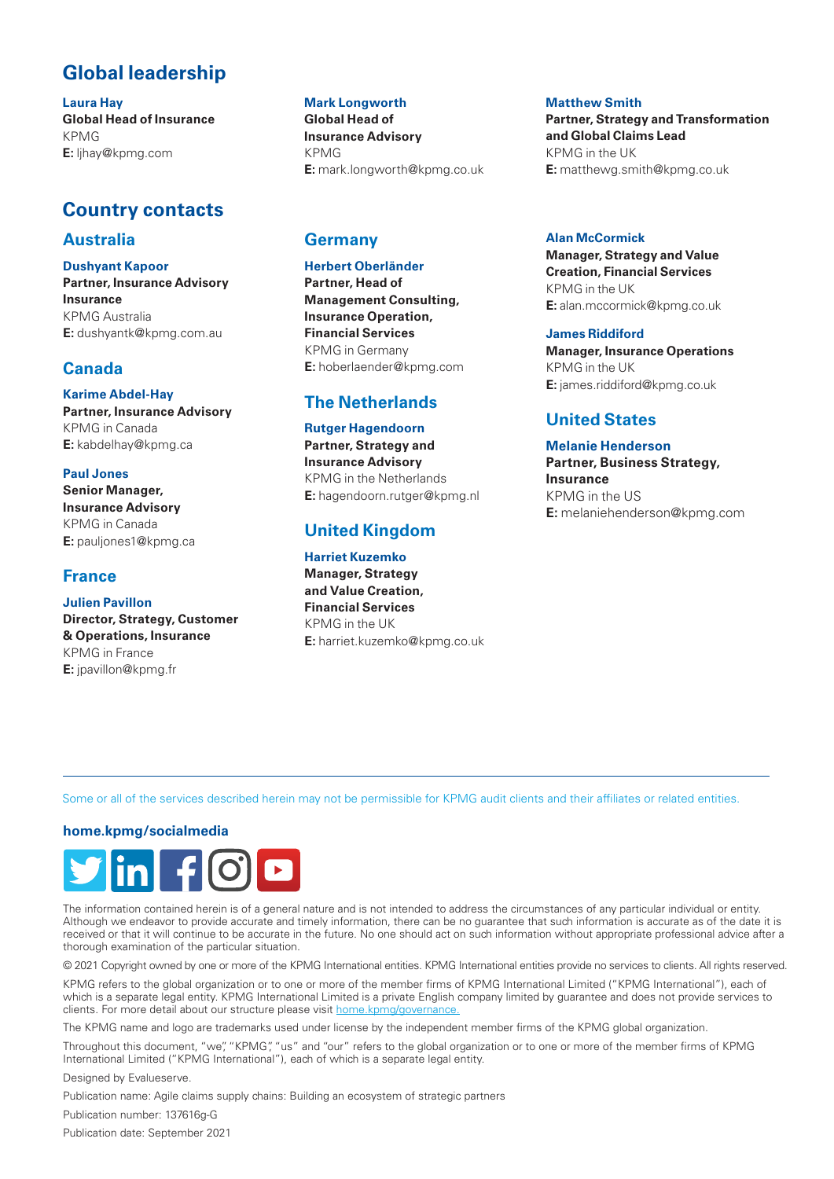## Global leadership

**Laura Hay**
**Global Head of Insurance**
KPMG
**E:** ljhay@kpmg.com

**Mark Longworth**
**Global Head of Insurance Advisory**
KPMG
**E:** mark.longworth@kpmg.co.uk

**Matthew Smith**
**Partner, Strategy and Transformation and Global Claims Lead**
KPMG in the UK
**E:** matthewg.smith@kpmg.co.uk

## Country contacts

### Australia

**Dushyant Kapoor**
**Partner, Insurance Advisory Insurance**
KPMG Australia
**E:** dushyantk@kpmg.com.au

### Canada

**Karime Abdel-Hay**
**Partner, Insurance Advisory**
KPMG in Canada
**E:** kabdelhay@kpmg.ca

**Paul Jones**
**Senior Manager, Insurance Advisory**
KPMG in Canada
**E:** pauljones1@kpmg.ca

### France

**Julien Pavillon**
**Director, Strategy, Customer & Operations, Insurance**
KPMG in France
**E:** jpavillon@kpmg.fr

### Germany

**Herbert Oberländer**
**Partner, Head of Management Consulting, Insurance Operation, Financial Services**
KPMG in Germany
**E:** hoberlaender@kpmg.com

### The Netherlands

**Rutger Hagendoorn**
**Partner, Strategy and Insurance Advisory**
KPMG in the Netherlands
**E:** hagendoorn.rutger@kpmg.nl

### United Kingdom

**Harriet Kuzemko**
**Manager, Strategy and Value Creation, Financial Services**
KPMG in the UK
**E:** harriet.kuzemko@kpmg.co.uk

**Alan McCormick**
**Manager, Strategy and Value Creation, Financial Services**
KPMG in the UK
**E:** alan.mccormick@kpmg.co.uk

**James Riddiford**
**Manager, Insurance Operations**
KPMG in the UK
**E:** james.riddiford@kpmg.co.uk

### United States

**Melanie Henderson**
**Partner, Business Strategy, Insurance**
KPMG in the US
**E:** melaniehenderson@kpmg.com

---

Some or all of the services described herein may not be permissible for KPMG audit clients and their affiliates or related entities.

**home.kpmg/socialmedia**

The information contained herein is of a general nature and is not intended to address the circumstances of any particular individual or entity. Although we endeavor to provide accurate and timely information, there can be no guarantee that such information is accurate as of the date it is received or that it will continue to be accurate in the future. No one should act on such information without appropriate professional advice after a thorough examination of the particular situation.

© 2021 Copyright owned by one or more of the KPMG International entities. KPMG International entities provide no services to clients. All rights reserved.

KPMG refers to the global organization or to one or more of the member firms of KPMG International Limited ("KPMG International"), each of which is a separate legal entity. KPMG International Limited is a private English company limited by guarantee and does not provide services to clients. For more detail about our structure please visit home.kpmg/governance.

The KPMG name and logo are trademarks used under license by the independent member firms of the KPMG global organization.

Throughout this document, "we", "KPMG", "us" and "our" refers to the global organization or to one or more of the member firms of KPMG International Limited ("KPMG International"), each of which is a separate legal entity.

Designed by Evalueserve.

Publication name: Agile claims supply chains: Building an ecosystem of strategic partners

Publication number: 137616g-G

Publication date: September 2021